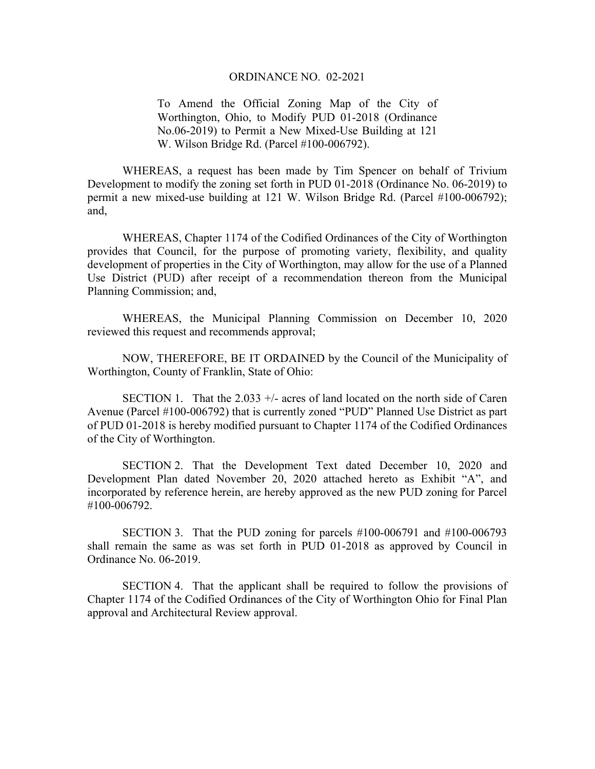# ORDINANCE NO. 02-2021

To Amend the Official Zoning Map of the City of Worthington, Ohio, to Modify PUD 01-2018 (Ordinance No.06-2019) to Permit a New Mixed-Use Building at 121 W. Wilson Bridge Rd. (Parcel #100-006792).

WHEREAS, a request has been made by Tim Spencer on behalf of Trivium Development to modify the zoning set forth in PUD 01-2018 (Ordinance No. 06-2019) to permit a new mixed-use building at 121 W. Wilson Bridge Rd. (Parcel #100-006792); and,

WHEREAS, Chapter 1174 of the Codified Ordinances of the City of Worthington provides that Council, for the purpose of promoting variety, flexibility, and quality development of properties in the City of Worthington, may allow for the use of a Planned Use District (PUD) after receipt of a recommendation thereon from the Municipal Planning Commission; and,

WHEREAS, the Municipal Planning Commission on December 10, 2020 reviewed this request and recommends approval;

NOW, THEREFORE, BE IT ORDAINED by the Council of the Municipality of Worthington, County of Franklin, State of Ohio:

SECTION 1. That the 2.033 +/- acres of land located on the north side of Caren Avenue (Parcel #100-006792) that is currently zoned "PUD" Planned Use District as part of PUD 01-2018 is hereby modified pursuant to Chapter 1174 of the Codified Ordinances of the City of Worthington.

SECTION 2. That the Development Text dated December 10, 2020 and Development Plan dated November 20, 2020 attached hereto as Exhibit "A", and incorporated by reference herein, are hereby approved as the new PUD zoning for Parcel #100-006792.

SECTION 3. That the PUD zoning for parcels #100-006791 and #100-006793 shall remain the same as was set forth in PUD 01-2018 as approved by Council in Ordinance No. 06-2019.

SECTION 4. That the applicant shall be required to follow the provisions of Chapter 1174 of the Codified Ordinances of the City of Worthington Ohio for Final Plan approval and Architectural Review approval.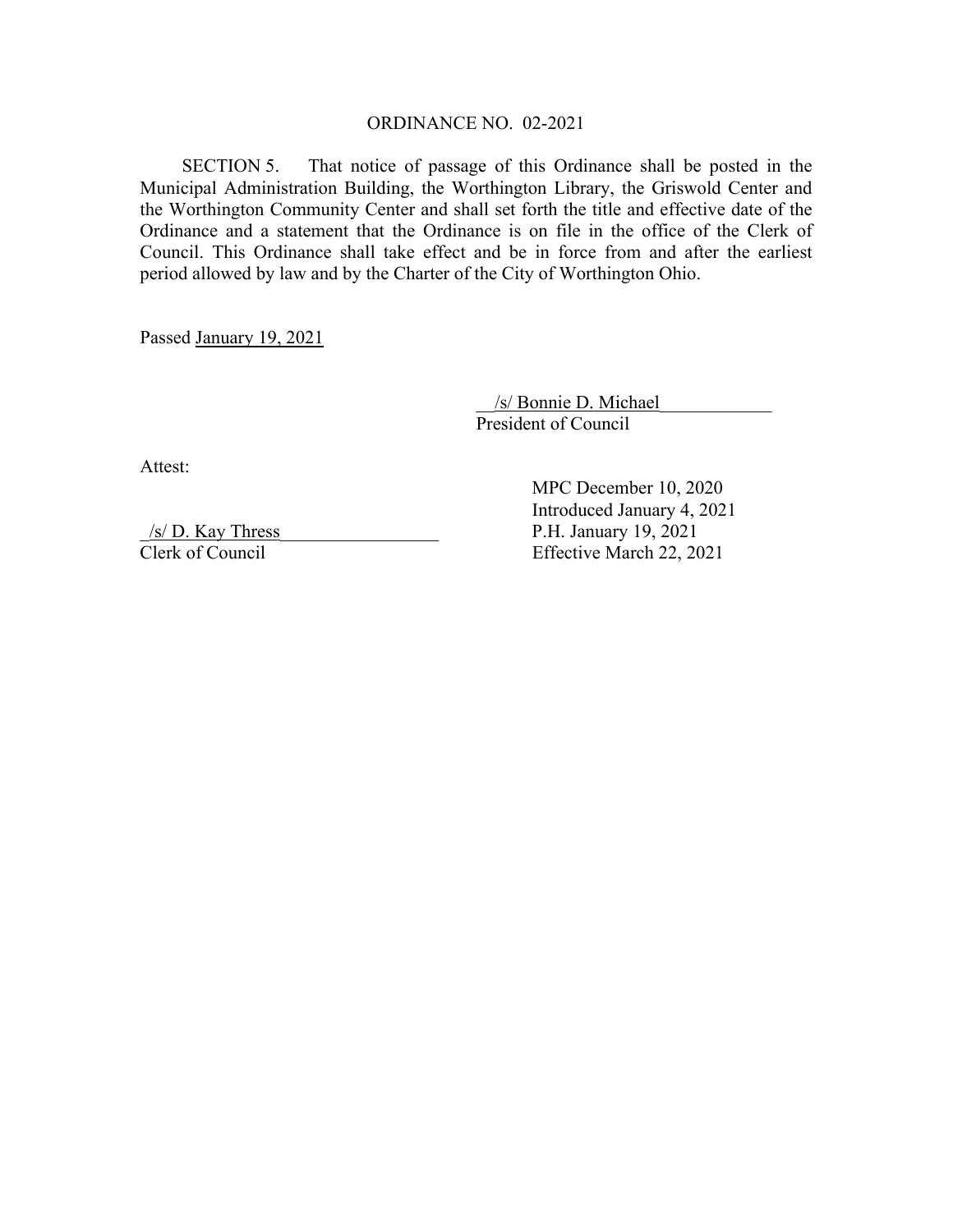ORDINANCE NO. 02-2021

SECTION 5. That notice of passage of this Ordinance shall be posted in the Municipal Administration Building, the Worthington Library, the Griswold Center and the Worthington Community Center and shall set forth the title and effective date of the Ordinance and a statement that the Ordinance is on file in the office of the Clerk of Council. This Ordinance shall take effect and be in force from and after the earliest period allowed by law and by the Charter of the City of Worthington Ohio.

Passed January 19, 2021

/s/ Bonnie D. Michael
President of Council

Attest:

/s/ D. Kay Thress
Clerk of Council

MPC December 10, 2020
Introduced January 4, 2021
P.H. January 19, 2021
Effective March 22, 2021